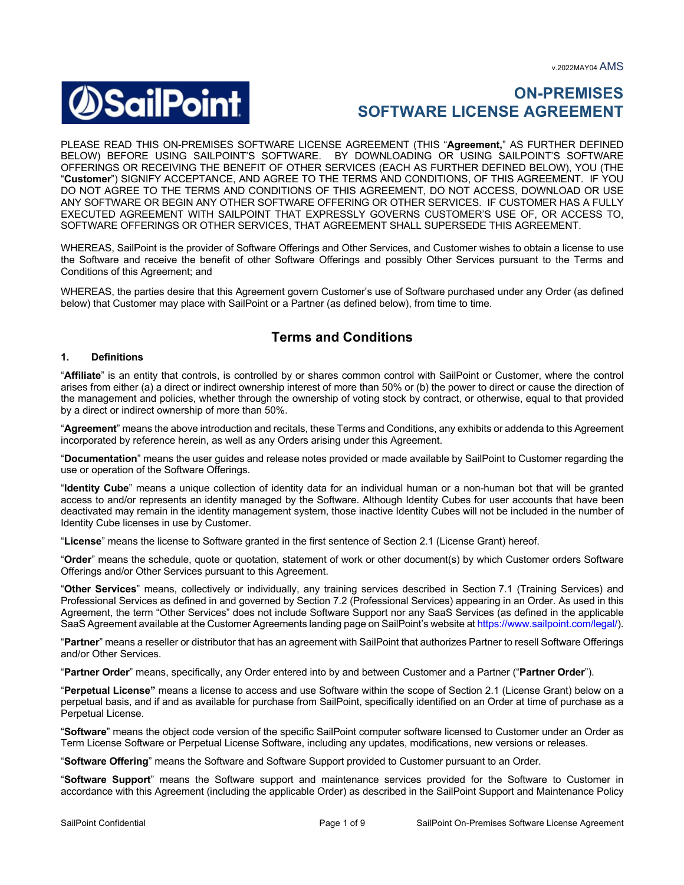v.2022MAY04 AMS

SailPoint

# ON-PREMISES SOFTWARE LICENSE AGREEMENT

PLEASE READ THIS ON-PREMISES SOFTWARE LICENSE AGREEMENT (THIS "**Agreement,**" AS FURTHER DEFINED BELOW) BEFORE USING SAILPOINT'S SOFTWARE. BY DOWNLOADING OR USING SAILPOINT'S SOFTWARE OFFERINGS OR RECEIVING THE BENEFIT OF OTHER SERVICES (EACH AS FURTHER DEFINED BELOW), YOU (THE "**Customer**") SIGNIFY ACCEPTANCE, AND AGREE TO THE TERMS AND CONDITIONS, OF THIS AGREEMENT. IF YOU DO NOT AGREE TO THE TERMS AND CONDITIONS OF THIS AGREEMENT, DO NOT ACCESS, DOWNLOAD OR USE ANY SOFTWARE OR BEGIN ANY OTHER SOFTWARE OFFERING OR OTHER SERVICES. IF CUSTOMER HAS A FULLY EXECUTED AGREEMENT WITH SAILPOINT THAT EXPRESSLY GOVERNS CUSTOMER'S USE OF, OR ACCESS TO, SOFTWARE OFFERINGS OR OTHER SERVICES, THAT AGREEMENT SHALL SUPERSEDE THIS AGREEMENT.

WHEREAS, SailPoint is the provider of Software Offerings and Other Services, and Customer wishes to obtain a license to use the Software and receive the benefit of other Software Offerings and possibly Other Services pursuant to the Terms and Conditions of this Agreement; and

WHEREAS, the parties desire that this Agreement govern Customer's use of Software purchased under any Order (as defined below) that Customer may place with SailPoint or a Partner (as defined below), from time to time.

## Terms and Conditions

### 1. Definitions

"**Affiliate**" is an entity that controls, is controlled by or shares common control with SailPoint or Customer, where the control arises from either (a) a direct or indirect ownership interest of more than 50% or (b) the power to direct or cause the direction of the management and policies, whether through the ownership of voting stock by contract, or otherwise, equal to that provided by a direct or indirect ownership of more than 50%.

"**Agreement**" means the above introduction and recitals, these Terms and Conditions, any exhibits or addenda to this Agreement incorporated by reference herein, as well as any Orders arising under this Agreement.

"**Documentation**" means the user guides and release notes provided or made available by SailPoint to Customer regarding the use or operation of the Software Offerings.

"**Identity Cube**" means a unique collection of identity data for an individual human or a non-human bot that will be granted access to and/or represents an identity managed by the Software. Although Identity Cubes for user accounts that have been deactivated may remain in the identity management system, those inactive Identity Cubes will not be included in the number of Identity Cube licenses in use by Customer.

"**License**" means the license to Software granted in the first sentence of Section 2.1 (License Grant) hereof.

"**Order**" means the schedule, quote or quotation, statement of work or other document(s) by which Customer orders Software Offerings and/or Other Services pursuant to this Agreement.

"**Other Services**" means, collectively or individually, any training services described in Section 7.1 (Training Services) and Professional Services as defined in and governed by Section 7.2 (Professional Services) appearing in an Order. As used in this Agreement, the term "Other Services" does not include Software Support nor any SaaS Services (as defined in the applicable SaaS Agreement available at the Customer Agreements landing page on SailPoint's website at https://www.sailpoint.com/legal/).

"**Partner**" means a reseller or distributor that has an agreement with SailPoint that authorizes Partner to resell Software Offerings and/or Other Services.

"**Partner Order**" means, specifically, any Order entered into by and between Customer and a Partner ("**Partner Order**").

"**Perpetual License"** means a license to access and use Software within the scope of Section 2.1 (License Grant) below on a perpetual basis, and if and as available for purchase from SailPoint, specifically identified on an Order at time of purchase as a Perpetual License.

"**Software**" means the object code version of the specific SailPoint computer software licensed to Customer under an Order as Term License Software or Perpetual License Software, including any updates, modifications, new versions or releases.

"**Software Offering**" means the Software and Software Support provided to Customer pursuant to an Order.

"**Software Support**" means the Software support and maintenance services provided for the Software to Customer in accordance with this Agreement (including the applicable Order) as described in the SailPoint Support and Maintenance Policy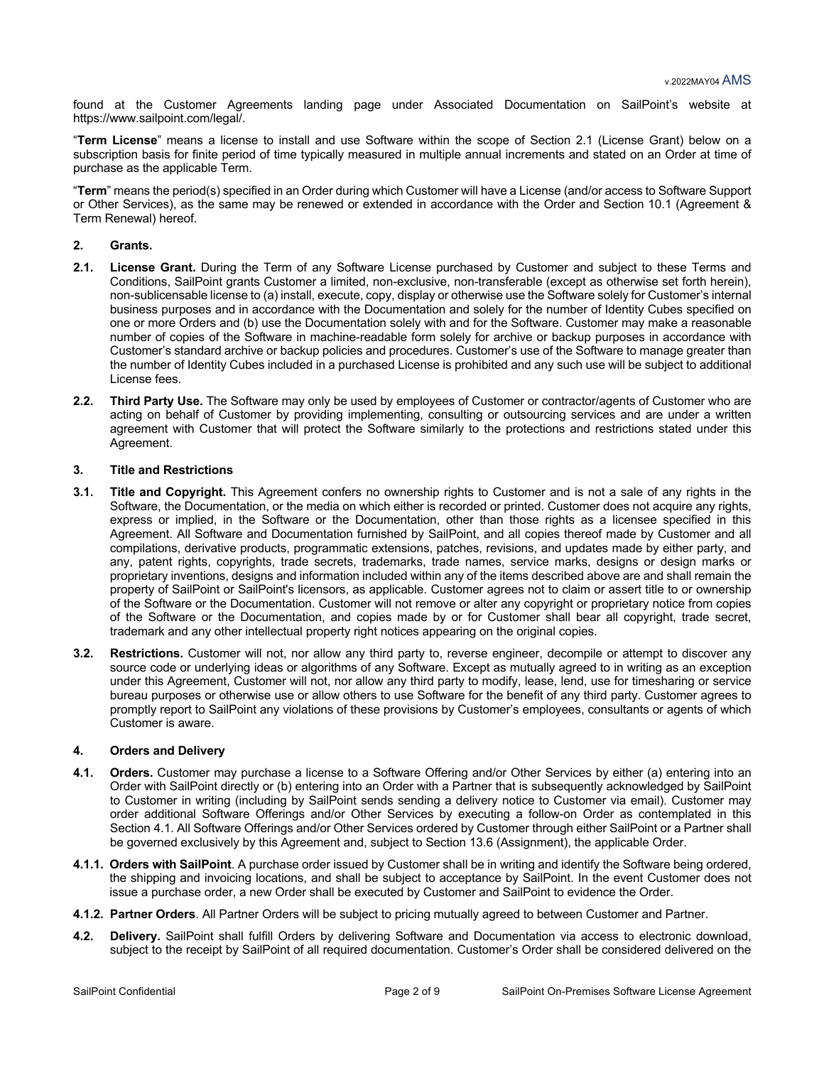found at the Customer Agreements landing page under Associated Documentation on SailPoint's website at https://www.sailpoint.com/legal/.

"**Term License**" means a license to install and use Software within the scope of Section 2.1 (License Grant) below on a subscription basis for finite period of time typically measured in multiple annual increments and stated on an Order at time of purchase as the applicable Term.

"**Term**" means the period(s) specified in an Order during which Customer will have a License (and/or access to Software Support or Other Services), as the same may be renewed or extended in accordance with the Order and Section 10.1 (Agreement & Term Renewal) hereof.

## 2. Grants.

**2.1. License Grant.** During the Term of any Software License purchased by Customer and subject to these Terms and Conditions, SailPoint grants Customer a limited, non-exclusive, non-transferable (except as otherwise set forth herein), non-sublicensable license to (a) install, execute, copy, display or otherwise use the Software solely for Customer's internal business purposes and in accordance with the Documentation and solely for the number of Identity Cubes specified on one or more Orders and (b) use the Documentation solely with and for the Software. Customer may make a reasonable number of copies of the Software in machine-readable form solely for archive or backup purposes in accordance with Customer's standard archive or backup policies and procedures. Customer's use of the Software to manage greater than the number of Identity Cubes included in a purchased License is prohibited and any such use will be subject to additional License fees.

**2.2. Third Party Use.** The Software may only be used by employees of Customer or contractor/agents of Customer who are acting on behalf of Customer by providing implementing, consulting or outsourcing services and are under a written agreement with Customer that will protect the Software similarly to the protections and restrictions stated under this Agreement.

## 3. Title and Restrictions

**3.1. Title and Copyright.** This Agreement confers no ownership rights to Customer and is not a sale of any rights in the Software, the Documentation, or the media on which either is recorded or printed. Customer does not acquire any rights, express or implied, in the Software or the Documentation, other than those rights as a licensee specified in this Agreement. All Software and Documentation furnished by SailPoint, and all copies thereof made by Customer and all compilations, derivative products, programmatic extensions, patches, revisions, and updates made by either party, and any, patent rights, copyrights, trade secrets, trademarks, trade names, service marks, designs or design marks or proprietary inventions, designs and information included within any of the items described above are and shall remain the property of SailPoint or SailPoint's licensors, as applicable. Customer agrees not to claim or assert title to or ownership of the Software or the Documentation. Customer will not remove or alter any copyright or proprietary notice from copies of the Software or the Documentation, and copies made by or for Customer shall bear all copyright, trade secret, trademark and any other intellectual property right notices appearing on the original copies.

**3.2. Restrictions.** Customer will not, nor allow any third party to, reverse engineer, decompile or attempt to discover any source code or underlying ideas or algorithms of any Software. Except as mutually agreed to in writing as an exception under this Agreement, Customer will not, nor allow any third party to modify, lease, lend, use for timesharing or service bureau purposes or otherwise use or allow others to use Software for the benefit of any third party. Customer agrees to promptly report to SailPoint any violations of these provisions by Customer's employees, consultants or agents of which Customer is aware.

## 4. Orders and Delivery

**4.1. Orders.** Customer may purchase a license to a Software Offering and/or Other Services by either (a) entering into an Order with SailPoint directly or (b) entering into an Order with a Partner that is subsequently acknowledged by SailPoint to Customer in writing (including by SailPoint sends sending a delivery notice to Customer via email). Customer may order additional Software Offerings and/or Other Services by executing a follow-on Order as contemplated in this Section 4.1. All Software Offerings and/or Other Services ordered by Customer through either SailPoint or a Partner shall be governed exclusively by this Agreement and, subject to Section 13.6 (Assignment), the applicable Order.

**4.1.1. Orders with SailPoint**. A purchase order issued by Customer shall be in writing and identify the Software being ordered, the shipping and invoicing locations, and shall be subject to acceptance by SailPoint. In the event Customer does not issue a purchase order, a new Order shall be executed by Customer and SailPoint to evidence the Order.

**4.1.2. Partner Orders**. All Partner Orders will be subject to pricing mutually agreed to between Customer and Partner.

**4.2. Delivery.** SailPoint shall fulfill Orders by delivering Software and Documentation via access to electronic download, subject to the receipt by SailPoint of all required documentation. Customer's Order shall be considered delivered on the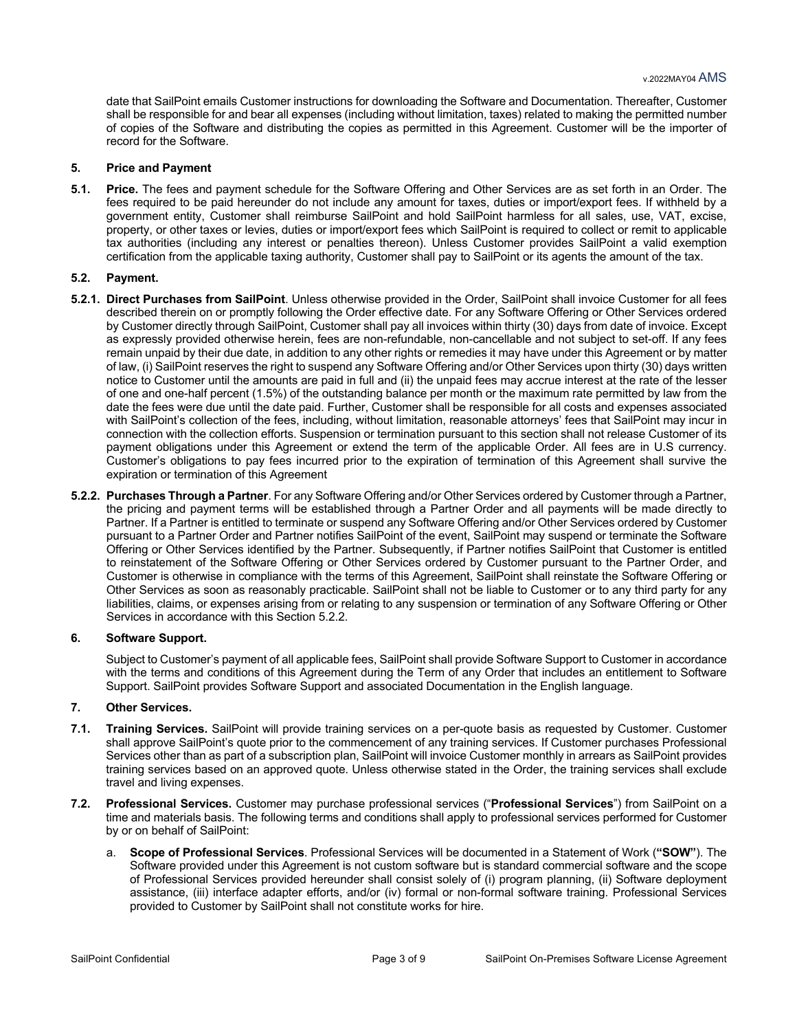date that SailPoint emails Customer instructions for downloading the Software and Documentation. Thereafter, Customer shall be responsible for and bear all expenses (including without limitation, taxes) related to making the permitted number of copies of the Software and distributing the copies as permitted in this Agreement. Customer will be the importer of record for the Software.

## 5. Price and Payment

**5.1. Price.** The fees and payment schedule for the Software Offering and Other Services are as set forth in an Order. The fees required to be paid hereunder do not include any amount for taxes, duties or import/export fees. If withheld by a government entity, Customer shall reimburse SailPoint and hold SailPoint harmless for all sales, use, VAT, excise, property, or other taxes or levies, duties or import/export fees which SailPoint is required to collect or remit to applicable tax authorities (including any interest or penalties thereon). Unless Customer provides SailPoint a valid exemption certification from the applicable taxing authority, Customer shall pay to SailPoint or its agents the amount of the tax.

**5.2. Payment.**

**5.2.1. Direct Purchases from SailPoint**. Unless otherwise provided in the Order, SailPoint shall invoice Customer for all fees described therein on or promptly following the Order effective date. For any Software Offering or Other Services ordered by Customer directly through SailPoint, Customer shall pay all invoices within thirty (30) days from date of invoice. Except as expressly provided otherwise herein, fees are non-refundable, non-cancellable and not subject to set-off. If any fees remain unpaid by their due date, in addition to any other rights or remedies it may have under this Agreement or by matter of law, (i) SailPoint reserves the right to suspend any Software Offering and/or Other Services upon thirty (30) days written notice to Customer until the amounts are paid in full and (ii) the unpaid fees may accrue interest at the rate of the lesser of one and one-half percent (1.5%) of the outstanding balance per month or the maximum rate permitted by law from the date the fees were due until the date paid. Further, Customer shall be responsible for all costs and expenses associated with SailPoint's collection of the fees, including, without limitation, reasonable attorneys' fees that SailPoint may incur in connection with the collection efforts. Suspension or termination pursuant to this section shall not release Customer of its payment obligations under this Agreement or extend the term of the applicable Order. All fees are in U.S currency. Customer's obligations to pay fees incurred prior to the expiration of termination of this Agreement shall survive the expiration or termination of this Agreement

**5.2.2. Purchases Through a Partner**. For any Software Offering and/or Other Services ordered by Customer through a Partner, the pricing and payment terms will be established through a Partner Order and all payments will be made directly to Partner. If a Partner is entitled to terminate or suspend any Software Offering and/or Other Services ordered by Customer pursuant to a Partner Order and Partner notifies SailPoint of the event, SailPoint may suspend or terminate the Software Offering or Other Services identified by the Partner. Subsequently, if Partner notifies SailPoint that Customer is entitled to reinstatement of the Software Offering or Other Services ordered by Customer pursuant to the Partner Order, and Customer is otherwise in compliance with the terms of this Agreement, SailPoint shall reinstate the Software Offering or Other Services as soon as reasonably practicable. SailPoint shall not be liable to Customer or to any third party for any liabilities, claims, or expenses arising from or relating to any suspension or termination of any Software Offering or Other Services in accordance with this Section 5.2.2.

## 6. Software Support.

Subject to Customer's payment of all applicable fees, SailPoint shall provide Software Support to Customer in accordance with the terms and conditions of this Agreement during the Term of any Order that includes an entitlement to Software Support. SailPoint provides Software Support and associated Documentation in the English language.

## 7. Other Services.

**7.1. Training Services.** SailPoint will provide training services on a per-quote basis as requested by Customer. Customer shall approve SailPoint's quote prior to the commencement of any training services. If Customer purchases Professional Services other than as part of a subscription plan, SailPoint will invoice Customer monthly in arrears as SailPoint provides training services based on an approved quote. Unless otherwise stated in the Order, the training services shall exclude travel and living expenses.

**7.2. Professional Services.** Customer may purchase professional services ("**Professional Services**") from SailPoint on a time and materials basis. The following terms and conditions shall apply to professional services performed for Customer by or on behalf of SailPoint:

a. **Scope of Professional Services**. Professional Services will be documented in a Statement of Work (**"SOW"**). The Software provided under this Agreement is not custom software but is standard commercial software and the scope of Professional Services provided hereunder shall consist solely of (i) program planning, (ii) Software deployment assistance, (iii) interface adapter efforts, and/or (iv) formal or non-formal software training. Professional Services provided to Customer by SailPoint shall not constitute works for hire.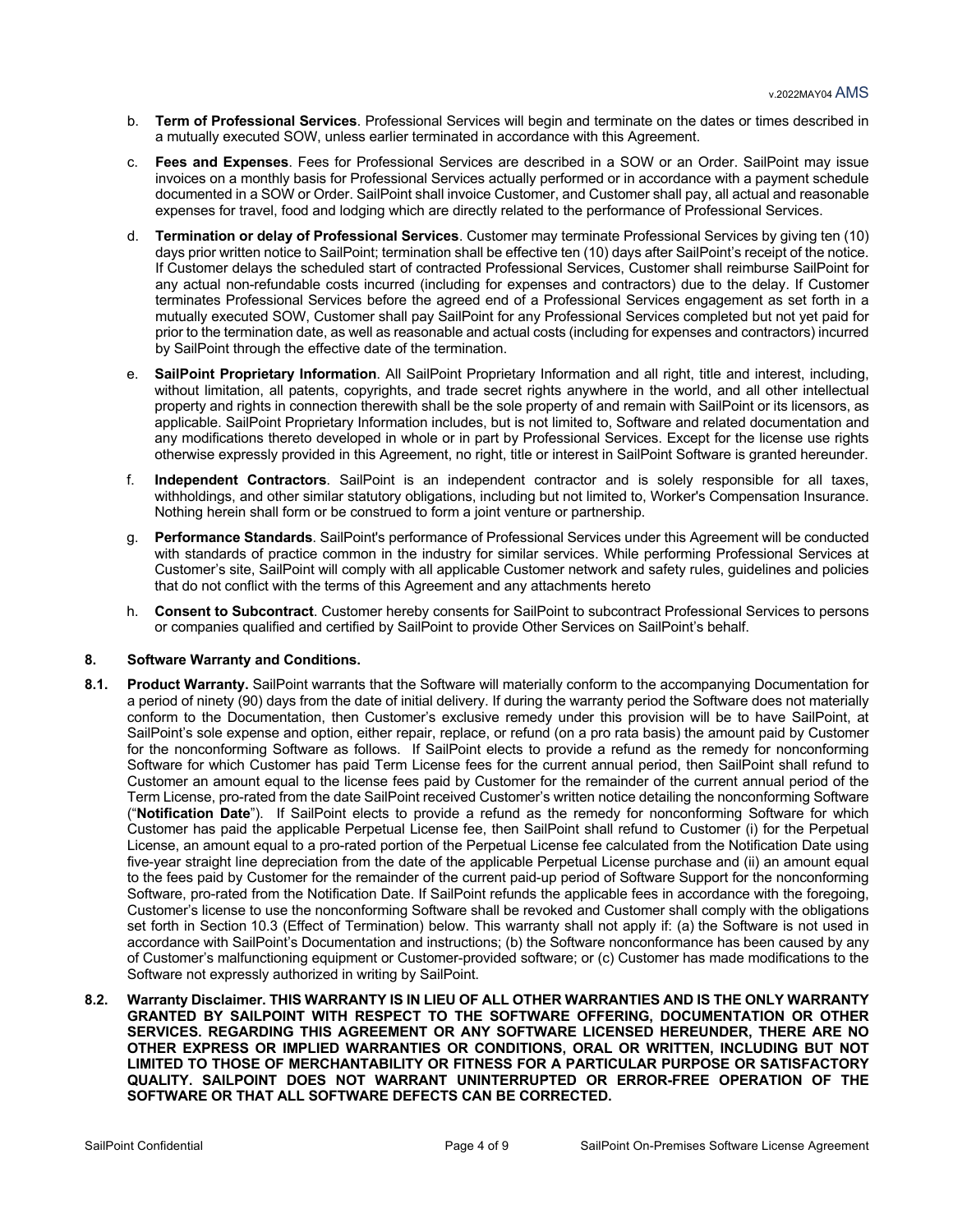b. **Term of Professional Services**. Professional Services will begin and terminate on the dates or times described in a mutually executed SOW, unless earlier terminated in accordance with this Agreement.

c. **Fees and Expenses**. Fees for Professional Services are described in a SOW or an Order. SailPoint may issue invoices on a monthly basis for Professional Services actually performed or in accordance with a payment schedule documented in a SOW or Order. SailPoint shall invoice Customer, and Customer shall pay, all actual and reasonable expenses for travel, food and lodging which are directly related to the performance of Professional Services.

d. **Termination or delay of Professional Services**. Customer may terminate Professional Services by giving ten (10) days prior written notice to SailPoint; termination shall be effective ten (10) days after SailPoint's receipt of the notice. If Customer delays the scheduled start of contracted Professional Services, Customer shall reimburse SailPoint for any actual non-refundable costs incurred (including for expenses and contractors) due to the delay. If Customer terminates Professional Services before the agreed end of a Professional Services engagement as set forth in a mutually executed SOW, Customer shall pay SailPoint for any Professional Services completed but not yet paid for prior to the termination date, as well as reasonable and actual costs (including for expenses and contractors) incurred by SailPoint through the effective date of the termination.

e. **SailPoint Proprietary Information**. All SailPoint Proprietary Information and all right, title and interest, including, without limitation, all patents, copyrights, and trade secret rights anywhere in the world, and all other intellectual property and rights in connection therewith shall be the sole property of and remain with SailPoint or its licensors, as applicable. SailPoint Proprietary Information includes, but is not limited to, Software and related documentation and any modifications thereto developed in whole or in part by Professional Services. Except for the license use rights otherwise expressly provided in this Agreement, no right, title or interest in SailPoint Software is granted hereunder.

f. **Independent Contractors**. SailPoint is an independent contractor and is solely responsible for all taxes, withholdings, and other similar statutory obligations, including but not limited to, Worker's Compensation Insurance. Nothing herein shall form or be construed to form a joint venture or partnership.

g. **Performance Standards**. SailPoint's performance of Professional Services under this Agreement will be conducted with standards of practice common in the industry for similar services. While performing Professional Services at Customer's site, SailPoint will comply with all applicable Customer network and safety rules, guidelines and policies that do not conflict with the terms of this Agreement and any attachments hereto

h. **Consent to Subcontract**. Customer hereby consents for SailPoint to subcontract Professional Services to persons or companies qualified and certified by SailPoint to provide Other Services on SailPoint's behalf.

## 8. Software Warranty and Conditions.

**8.1. Product Warranty.** SailPoint warrants that the Software will materially conform to the accompanying Documentation for a period of ninety (90) days from the date of initial delivery. If during the warranty period the Software does not materially conform to the Documentation, then Customer's exclusive remedy under this provision will be to have SailPoint, at SailPoint's sole expense and option, either repair, replace, or refund (on a pro rata basis) the amount paid by Customer for the nonconforming Software as follows. If SailPoint elects to provide a refund as the remedy for nonconforming Software for which Customer has paid Term License fees for the current annual period, then SailPoint shall refund to Customer an amount equal to the license fees paid by Customer for the remainder of the current annual period of the Term License, pro-rated from the date SailPoint received Customer's written notice detailing the nonconforming Software ("**Notification Date**"). If SailPoint elects to provide a refund as the remedy for nonconforming Software for which Customer has paid the applicable Perpetual License fee, then SailPoint shall refund to Customer (i) for the Perpetual License, an amount equal to a pro-rated portion of the Perpetual License fee calculated from the Notification Date using five-year straight line depreciation from the date of the applicable Perpetual License purchase and (ii) an amount equal to the fees paid by Customer for the remainder of the current paid-up period of Software Support for the nonconforming Software, pro-rated from the Notification Date. If SailPoint refunds the applicable fees in accordance with the foregoing, Customer's license to use the nonconforming Software shall be revoked and Customer shall comply with the obligations set forth in Section 10.3 (Effect of Termination) below. This warranty shall not apply if: (a) the Software is not used in accordance with SailPoint's Documentation and instructions; (b) the Software nonconformance has been caused by any of Customer's malfunctioning equipment or Customer-provided software; or (c) Customer has made modifications to the Software not expressly authorized in writing by SailPoint.

**8.2. Warranty Disclaimer. THIS WARRANTY IS IN LIEU OF ALL OTHER WARRANTIES AND IS THE ONLY WARRANTY GRANTED BY SAILPOINT WITH RESPECT TO THE SOFTWARE OFFERING, DOCUMENTATION OR OTHER SERVICES. REGARDING THIS AGREEMENT OR ANY SOFTWARE LICENSED HEREUNDER, THERE ARE NO OTHER EXPRESS OR IMPLIED WARRANTIES OR CONDITIONS, ORAL OR WRITTEN, INCLUDING BUT NOT LIMITED TO THOSE OF MERCHANTABILITY OR FITNESS FOR A PARTICULAR PURPOSE OR SATISFACTORY QUALITY. SAILPOINT DOES NOT WARRANT UNINTERRUPTED OR ERROR-FREE OPERATION OF THE SOFTWARE OR THAT ALL SOFTWARE DEFECTS CAN BE CORRECTED.**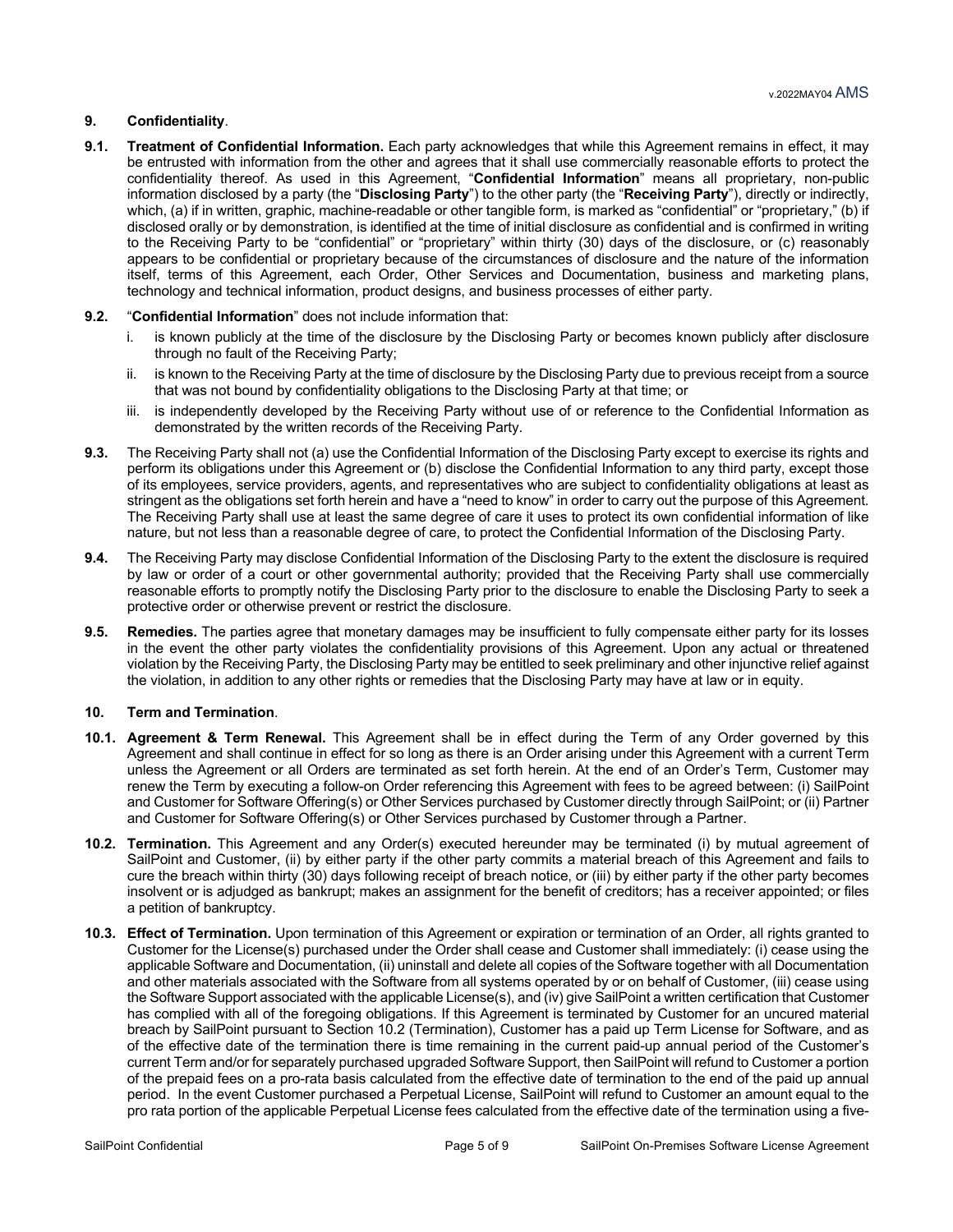**9. Confidentiality**.

**9.1. Treatment of Confidential Information.** Each party acknowledges that while this Agreement remains in effect, it may be entrusted with information from the other and agrees that it shall use commercially reasonable efforts to protect the confidentiality thereof. As used in this Agreement, "**Confidential Information**" means all proprietary, non-public information disclosed by a party (the "**Disclosing Party**") to the other party (the "**Receiving Party**"), directly or indirectly, which, (a) if in written, graphic, machine-readable or other tangible form, is marked as "confidential" or "proprietary," (b) if disclosed orally or by demonstration, is identified at the time of initial disclosure as confidential and is confirmed in writing to the Receiving Party to be "confidential" or "proprietary" within thirty (30) days of the disclosure, or (c) reasonably appears to be confidential or proprietary because of the circumstances of disclosure and the nature of the information itself, terms of this Agreement, each Order, Other Services and Documentation, business and marketing plans, technology and technical information, product designs, and business processes of either party.

**9.2.** "**Confidential Information**" does not include information that:

i. is known publicly at the time of the disclosure by the Disclosing Party or becomes known publicly after disclosure through no fault of the Receiving Party;

ii. is known to the Receiving Party at the time of disclosure by the Disclosing Party due to previous receipt from a source that was not bound by confidentiality obligations to the Disclosing Party at that time; or

iii. is independently developed by the Receiving Party without use of or reference to the Confidential Information as demonstrated by the written records of the Receiving Party.

**9.3.** The Receiving Party shall not (a) use the Confidential Information of the Disclosing Party except to exercise its rights and perform its obligations under this Agreement or (b) disclose the Confidential Information to any third party, except those of its employees, service providers, agents, and representatives who are subject to confidentiality obligations at least as stringent as the obligations set forth herein and have a "need to know" in order to carry out the purpose of this Agreement. The Receiving Party shall use at least the same degree of care it uses to protect its own confidential information of like nature, but not less than a reasonable degree of care, to protect the Confidential Information of the Disclosing Party.

**9.4.** The Receiving Party may disclose Confidential Information of the Disclosing Party to the extent the disclosure is required by law or order of a court or other governmental authority; provided that the Receiving Party shall use commercially reasonable efforts to promptly notify the Disclosing Party prior to the disclosure to enable the Disclosing Party to seek a protective order or otherwise prevent or restrict the disclosure.

**9.5. Remedies.** The parties agree that monetary damages may be insufficient to fully compensate either party for its losses in the event the other party violates the confidentiality provisions of this Agreement. Upon any actual or threatened violation by the Receiving Party, the Disclosing Party may be entitled to seek preliminary and other injunctive relief against the violation, in addition to any other rights or remedies that the Disclosing Party may have at law or in equity.

**10. Term and Termination**.

**10.1. Agreement & Term Renewal.** This Agreement shall be in effect during the Term of any Order governed by this Agreement and shall continue in effect for so long as there is an Order arising under this Agreement with a current Term unless the Agreement or all Orders are terminated as set forth herein. At the end of an Order's Term, Customer may renew the Term by executing a follow-on Order referencing this Agreement with fees to be agreed between: (i) SailPoint and Customer for Software Offering(s) or Other Services purchased by Customer directly through SailPoint; or (ii) Partner and Customer for Software Offering(s) or Other Services purchased by Customer through a Partner.

**10.2. Termination.** This Agreement and any Order(s) executed hereunder may be terminated (i) by mutual agreement of SailPoint and Customer, (ii) by either party if the other party commits a material breach of this Agreement and fails to cure the breach within thirty (30) days following receipt of breach notice, or (iii) by either party if the other party becomes insolvent or is adjudged as bankrupt; makes an assignment for the benefit of creditors; has a receiver appointed; or files a petition of bankruptcy.

**10.3. Effect of Termination.** Upon termination of this Agreement or expiration or termination of an Order, all rights granted to Customer for the License(s) purchased under the Order shall cease and Customer shall immediately: (i) cease using the applicable Software and Documentation, (ii) uninstall and delete all copies of the Software together with all Documentation and other materials associated with the Software from all systems operated by or on behalf of Customer, (iii) cease using the Software Support associated with the applicable License(s), and (iv) give SailPoint a written certification that Customer has complied with all of the foregoing obligations. If this Agreement is terminated by Customer for an uncured material breach by SailPoint pursuant to Section 10.2 (Termination), Customer has a paid up Term License for Software, and as of the effective date of the termination there is time remaining in the current paid-up annual period of the Customer's current Term and/or for separately purchased upgraded Software Support, then SailPoint will refund to Customer a portion of the prepaid fees on a pro-rata basis calculated from the effective date of termination to the end of the paid up annual period. In the event Customer purchased a Perpetual License, SailPoint will refund to Customer an amount equal to the pro rata portion of the applicable Perpetual License fees calculated from the effective date of the termination using a five-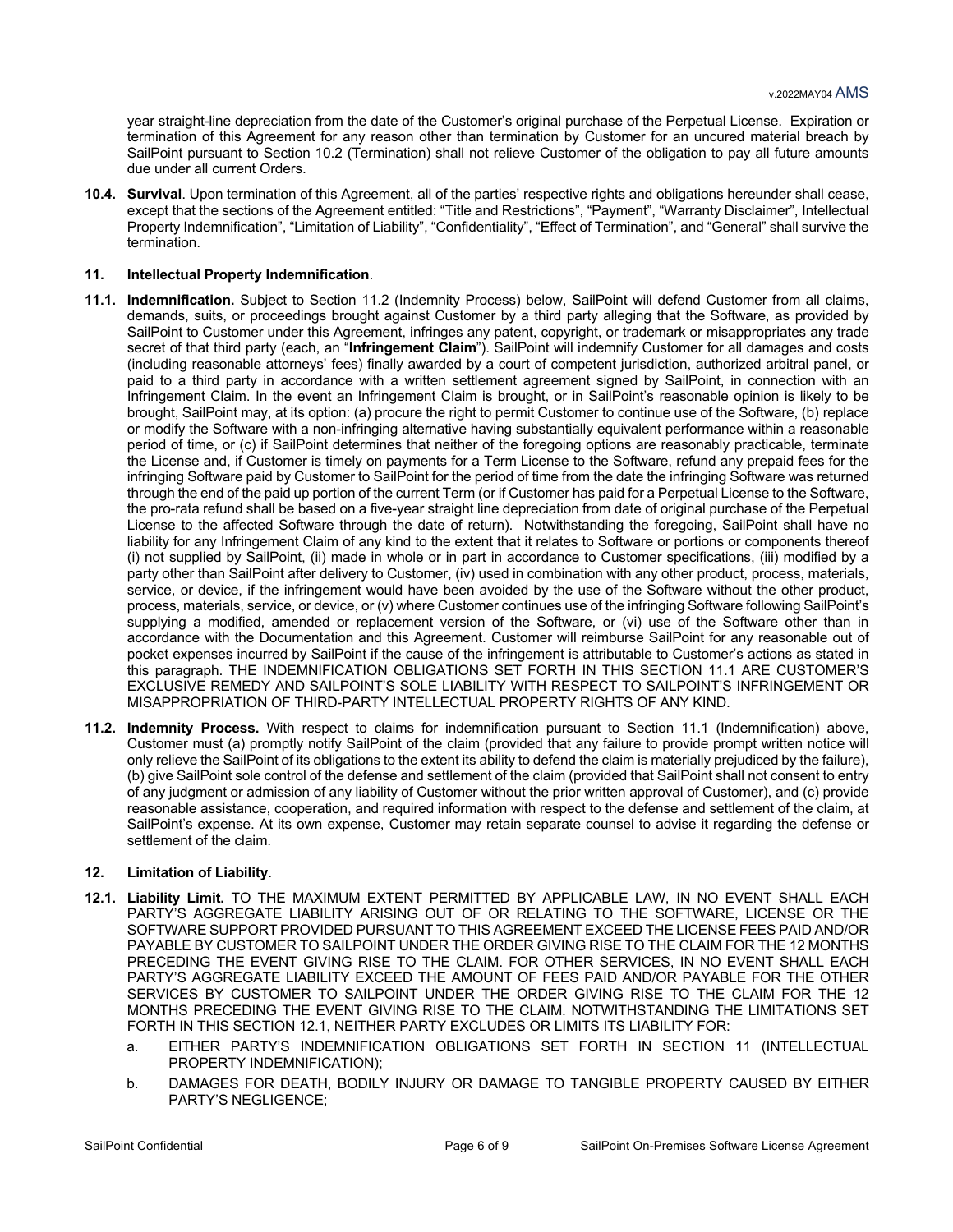year straight-line depreciation from the date of the Customer's original purchase of the Perpetual License. Expiration or termination of this Agreement for any reason other than termination by Customer for an uncured material breach by SailPoint pursuant to Section 10.2 (Termination) shall not relieve Customer of the obligation to pay all future amounts due under all current Orders.

**10.4. Survival**. Upon termination of this Agreement, all of the parties' respective rights and obligations hereunder shall cease, except that the sections of the Agreement entitled: "Title and Restrictions", "Payment", "Warranty Disclaimer", Intellectual Property Indemnification", "Limitation of Liability", "Confidentiality", "Effect of Termination", and "General" shall survive the termination.

## 11. Intellectual Property Indemnification.

**11.1. Indemnification.** Subject to Section 11.2 (Indemnity Process) below, SailPoint will defend Customer from all claims, demands, suits, or proceedings brought against Customer by a third party alleging that the Software, as provided by SailPoint to Customer under this Agreement, infringes any patent, copyright, or trademark or misappropriates any trade secret of that third party (each, an "**Infringement Claim**"). SailPoint will indemnify Customer for all damages and costs (including reasonable attorneys' fees) finally awarded by a court of competent jurisdiction, authorized arbitral panel, or paid to a third party in accordance with a written settlement agreement signed by SailPoint, in connection with an Infringement Claim. In the event an Infringement Claim is brought, or in SailPoint's reasonable opinion is likely to be brought, SailPoint may, at its option: (a) procure the right to permit Customer to continue use of the Software, (b) replace or modify the Software with a non-infringing alternative having substantially equivalent performance within a reasonable period of time, or (c) if SailPoint determines that neither of the foregoing options are reasonably practicable, terminate the License and, if Customer is timely on payments for a Term License to the Software, refund any prepaid fees for the infringing Software paid by Customer to SailPoint for the period of time from the date the infringing Software was returned through the end of the paid up portion of the current Term (or if Customer has paid for a Perpetual License to the Software, the pro-rata refund shall be based on a five-year straight line depreciation from date of original purchase of the Perpetual License to the affected Software through the date of return). Notwithstanding the foregoing, SailPoint shall have no liability for any Infringement Claim of any kind to the extent that it relates to Software or portions or components thereof (i) not supplied by SailPoint, (ii) made in whole or in part in accordance to Customer specifications, (iii) modified by a party other than SailPoint after delivery to Customer, (iv) used in combination with any other product, process, materials, service, or device, if the infringement would have been avoided by the use of the Software without the other product, process, materials, service, or device, or (v) where Customer continues use of the infringing Software following SailPoint's supplying a modified, amended or replacement version of the Software, or (vi) use of the Software other than in accordance with the Documentation and this Agreement. Customer will reimburse SailPoint for any reasonable out of pocket expenses incurred by SailPoint if the cause of the infringement is attributable to Customer's actions as stated in this paragraph. THE INDEMNIFICATION OBLIGATIONS SET FORTH IN THIS SECTION 11.1 ARE CUSTOMER'S EXCLUSIVE REMEDY AND SAILPOINT'S SOLE LIABILITY WITH RESPECT TO SAILPOINT'S INFRINGEMENT OR MISAPPROPRIATION OF THIRD-PARTY INTELLECTUAL PROPERTY RIGHTS OF ANY KIND.

**11.2. Indemnity Process.** With respect to claims for indemnification pursuant to Section 11.1 (Indemnification) above, Customer must (a) promptly notify SailPoint of the claim (provided that any failure to provide prompt written notice will only relieve the SailPoint of its obligations to the extent its ability to defend the claim is materially prejudiced by the failure), (b) give SailPoint sole control of the defense and settlement of the claim (provided that SailPoint shall not consent to entry of any judgment or admission of any liability of Customer without the prior written approval of Customer), and (c) provide reasonable assistance, cooperation, and required information with respect to the defense and settlement of the claim, at SailPoint's expense. At its own expense, Customer may retain separate counsel to advise it regarding the defense or settlement of the claim.

## 12. Limitation of Liability.

**12.1. Liability Limit.** TO THE MAXIMUM EXTENT PERMITTED BY APPLICABLE LAW, IN NO EVENT SHALL EACH PARTY'S AGGREGATE LIABILITY ARISING OUT OF OR RELATING TO THE SOFTWARE, LICENSE OR THE SOFTWARE SUPPORT PROVIDED PURSUANT TO THIS AGREEMENT EXCEED THE LICENSE FEES PAID AND/OR PAYABLE BY CUSTOMER TO SAILPOINT UNDER THE ORDER GIVING RISE TO THE CLAIM FOR THE 12 MONTHS PRECEDING THE EVENT GIVING RISE TO THE CLAIM. FOR OTHER SERVICES, IN NO EVENT SHALL EACH PARTY'S AGGREGATE LIABILITY EXCEED THE AMOUNT OF FEES PAID AND/OR PAYABLE FOR THE OTHER SERVICES BY CUSTOMER TO SAILPOINT UNDER THE ORDER GIVING RISE TO THE CLAIM FOR THE 12 MONTHS PRECEDING THE EVENT GIVING RISE TO THE CLAIM. NOTWITHSTANDING THE LIMITATIONS SET FORTH IN THIS SECTION 12.1, NEITHER PARTY EXCLUDES OR LIMITS ITS LIABILITY FOR:

a. EITHER PARTY'S INDEMNIFICATION OBLIGATIONS SET FORTH IN SECTION 11 (INTELLECTUAL PROPERTY INDEMNIFICATION);

b. DAMAGES FOR DEATH, BODILY INJURY OR DAMAGE TO TANGIBLE PROPERTY CAUSED BY EITHER PARTY'S NEGLIGENCE;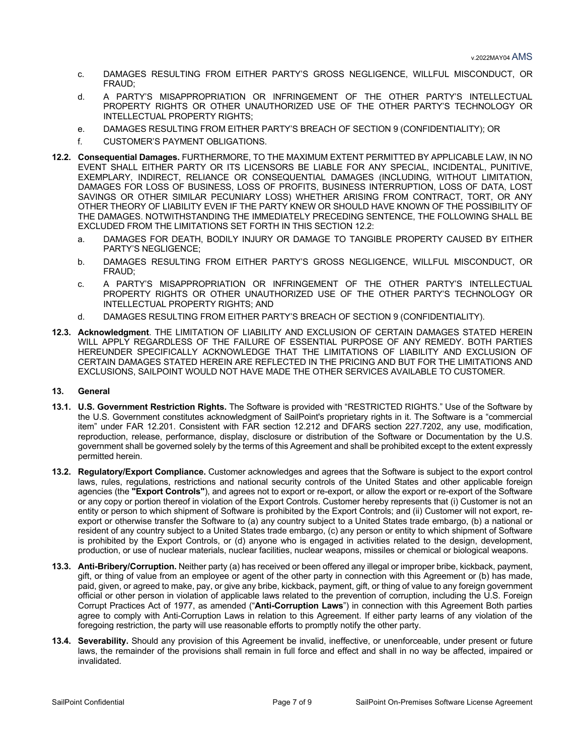c. DAMAGES RESULTING FROM EITHER PARTY'S GROSS NEGLIGENCE, WILLFUL MISCONDUCT, OR FRAUD;

d. A PARTY'S MISAPPROPRIATION OR INFRINGEMENT OF THE OTHER PARTY'S INTELLECTUAL PROPERTY RIGHTS OR OTHER UNAUTHORIZED USE OF THE OTHER PARTY'S TECHNOLOGY OR INTELLECTUAL PROPERTY RIGHTS;

e. DAMAGES RESULTING FROM EITHER PARTY'S BREACH OF SECTION 9 (CONFIDENTIALITY); OR

f. CUSTOMER'S PAYMENT OBLIGATIONS.

**12.2. Consequential Damages.** FURTHERMORE, TO THE MAXIMUM EXTENT PERMITTED BY APPLICABLE LAW, IN NO EVENT SHALL EITHER PARTY OR ITS LICENSORS BE LIABLE FOR ANY SPECIAL, INCIDENTAL, PUNITIVE, EXEMPLARY, INDIRECT, RELIANCE OR CONSEQUENTIAL DAMAGES (INCLUDING, WITHOUT LIMITATION, DAMAGES FOR LOSS OF BUSINESS, LOSS OF PROFITS, BUSINESS INTERRUPTION, LOSS OF DATA, LOST SAVINGS OR OTHER SIMILAR PECUNIARY LOSS) WHETHER ARISING FROM CONTRACT, TORT, OR ANY OTHER THEORY OF LIABILITY EVEN IF THE PARTY KNEW OR SHOULD HAVE KNOWN OF THE POSSIBILITY OF THE DAMAGES. NOTWITHSTANDING THE IMMEDIATELY PRECEDING SENTENCE, THE FOLLOWING SHALL BE EXCLUDED FROM THE LIMITATIONS SET FORTH IN THIS SECTION 12.2:

a. DAMAGES FOR DEATH, BODILY INJURY OR DAMAGE TO TANGIBLE PROPERTY CAUSED BY EITHER PARTY'S NEGLIGENCE;

b. DAMAGES RESULTING FROM EITHER PARTY'S GROSS NEGLIGENCE, WILLFUL MISCONDUCT, OR FRAUD;

c. A PARTY'S MISAPPROPRIATION OR INFRINGEMENT OF THE OTHER PARTY'S INTELLECTUAL PROPERTY RIGHTS OR OTHER UNAUTHORIZED USE OF THE OTHER PARTY'S TECHNOLOGY OR INTELLECTUAL PROPERTY RIGHTS; AND

d. DAMAGES RESULTING FROM EITHER PARTY'S BREACH OF SECTION 9 (CONFIDENTIALITY).

**12.3. Acknowledgment**. THE LIMITATION OF LIABILITY AND EXCLUSION OF CERTAIN DAMAGES STATED HEREIN WILL APPLY REGARDLESS OF THE FAILURE OF ESSENTIAL PURPOSE OF ANY REMEDY. BOTH PARTIES HEREUNDER SPECIFICALLY ACKNOWLEDGE THAT THE LIMITATIONS OF LIABILITY AND EXCLUSION OF CERTAIN DAMAGES STATED HEREIN ARE REFLECTED IN THE PRICING AND BUT FOR THE LIMITATIONS AND EXCLUSIONS, SAILPOINT WOULD NOT HAVE MADE THE OTHER SERVICES AVAILABLE TO CUSTOMER.

## 13. General

**13.1. U.S. Government Restriction Rights.** The Software is provided with "RESTRICTED RIGHTS." Use of the Software by the U.S. Government constitutes acknowledgment of SailPoint's proprietary rights in it. The Software is a "commercial item" under FAR 12.201. Consistent with FAR section 12.212 and DFARS section 227.7202, any use, modification, reproduction, release, performance, display, disclosure or distribution of the Software or Documentation by the U.S. government shall be governed solely by the terms of this Agreement and shall be prohibited except to the extent expressly permitted herein.

**13.2. Regulatory/Export Compliance.** Customer acknowledges and agrees that the Software is subject to the export control laws, rules, regulations, restrictions and national security controls of the United States and other applicable foreign agencies (the **"Export Controls"**), and agrees not to export or re-export, or allow the export or re-export of the Software or any copy or portion thereof in violation of the Export Controls. Customer hereby represents that (i) Customer is not an entity or person to which shipment of Software is prohibited by the Export Controls; and (ii) Customer will not export, re-export or otherwise transfer the Software to (a) any country subject to a United States trade embargo, (b) a national or resident of any country subject to a United States trade embargo, (c) any person or entity to which shipment of Software is prohibited by the Export Controls, or (d) anyone who is engaged in activities related to the design, development, production, or use of nuclear materials, nuclear facilities, nuclear weapons, missiles or chemical or biological weapons.

**13.3. Anti-Bribery/Corruption.** Neither party (a) has received or been offered any illegal or improper bribe, kickback, payment, gift, or thing of value from an employee or agent of the other party in connection with this Agreement or (b) has made, paid, given, or agreed to make, pay, or give any bribe, kickback, payment, gift, or thing of value to any foreign government official or other person in violation of applicable laws related to the prevention of corruption, including the U.S. Foreign Corrupt Practices Act of 1977, as amended ("**Anti-Corruption Laws**") in connection with this Agreement Both parties agree to comply with Anti-Corruption Laws in relation to this Agreement. If either party learns of any violation of the foregoing restriction, the party will use reasonable efforts to promptly notify the other party.

**13.4. Severability.** Should any provision of this Agreement be invalid, ineffective, or unenforceable, under present or future laws, the remainder of the provisions shall remain in full force and effect and shall in no way be affected, impaired or invalidated.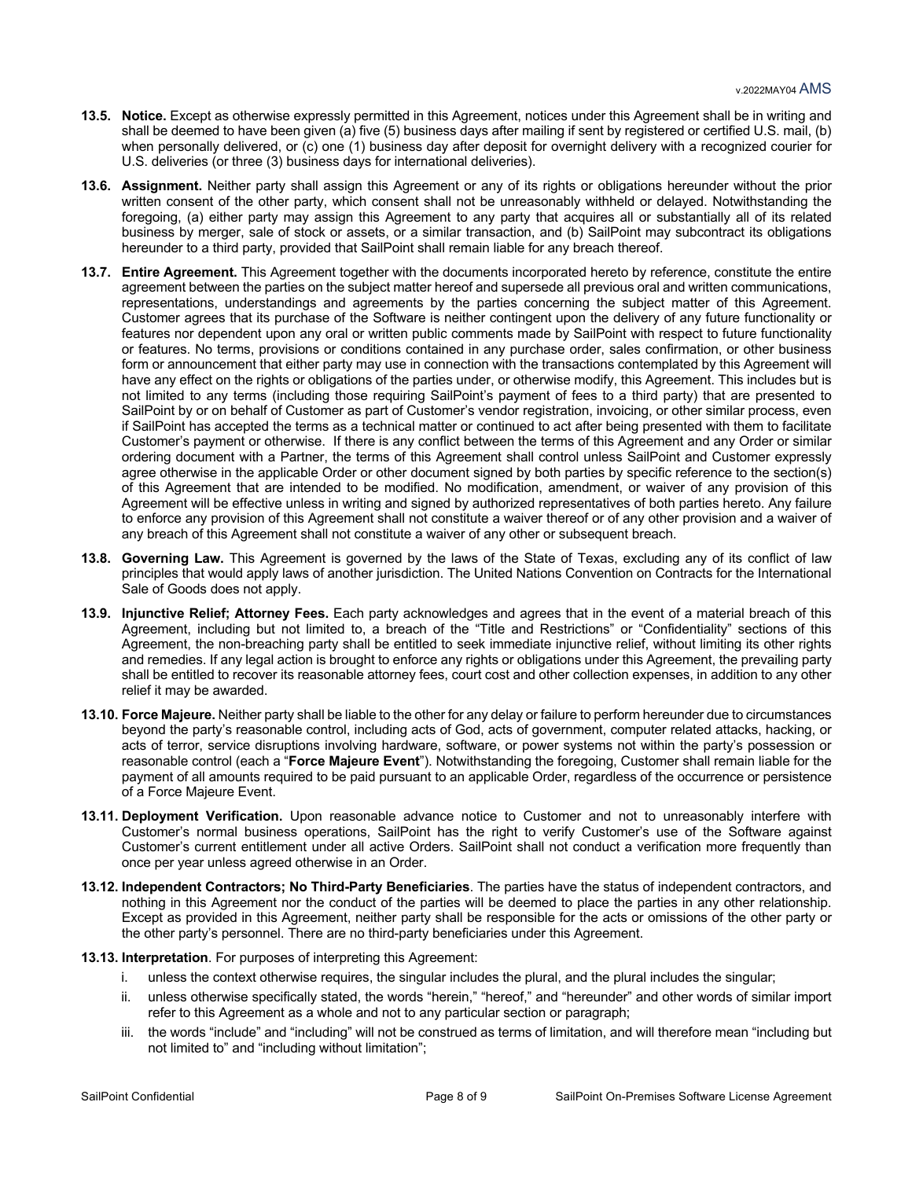**13.5. Notice.** Except as otherwise expressly permitted in this Agreement, notices under this Agreement shall be in writing and shall be deemed to have been given (a) five (5) business days after mailing if sent by registered or certified U.S. mail, (b) when personally delivered, or (c) one (1) business day after deposit for overnight delivery with a recognized courier for U.S. deliveries (or three (3) business days for international deliveries).

**13.6. Assignment.** Neither party shall assign this Agreement or any of its rights or obligations hereunder without the prior written consent of the other party, which consent shall not be unreasonably withheld or delayed. Notwithstanding the foregoing, (a) either party may assign this Agreement to any party that acquires all or substantially all of its related business by merger, sale of stock or assets, or a similar transaction, and (b) SailPoint may subcontract its obligations hereunder to a third party, provided that SailPoint shall remain liable for any breach thereof.

**13.7. Entire Agreement.** This Agreement together with the documents incorporated hereto by reference, constitute the entire agreement between the parties on the subject matter hereof and supersede all previous oral and written communications, representations, understandings and agreements by the parties concerning the subject matter of this Agreement. Customer agrees that its purchase of the Software is neither contingent upon the delivery of any future functionality or features nor dependent upon any oral or written public comments made by SailPoint with respect to future functionality or features. No terms, provisions or conditions contained in any purchase order, sales confirmation, or other business form or announcement that either party may use in connection with the transactions contemplated by this Agreement will have any effect on the rights or obligations of the parties under, or otherwise modify, this Agreement. This includes but is not limited to any terms (including those requiring SailPoint's payment of fees to a third party) that are presented to SailPoint by or on behalf of Customer as part of Customer's vendor registration, invoicing, or other similar process, even if SailPoint has accepted the terms as a technical matter or continued to act after being presented with them to facilitate Customer's payment or otherwise. If there is any conflict between the terms of this Agreement and any Order or similar ordering document with a Partner, the terms of this Agreement shall control unless SailPoint and Customer expressly agree otherwise in the applicable Order or other document signed by both parties by specific reference to the section(s) of this Agreement that are intended to be modified. No modification, amendment, or waiver of any provision of this Agreement will be effective unless in writing and signed by authorized representatives of both parties hereto. Any failure to enforce any provision of this Agreement shall not constitute a waiver thereof or of any other provision and a waiver of any breach of this Agreement shall not constitute a waiver of any other or subsequent breach.

**13.8. Governing Law.** This Agreement is governed by the laws of the State of Texas, excluding any of its conflict of law principles that would apply laws of another jurisdiction. The United Nations Convention on Contracts for the International Sale of Goods does not apply.

**13.9. Injunctive Relief; Attorney Fees.** Each party acknowledges and agrees that in the event of a material breach of this Agreement, including but not limited to, a breach of the "Title and Restrictions" or "Confidentiality" sections of this Agreement, the non-breaching party shall be entitled to seek immediate injunctive relief, without limiting its other rights and remedies. If any legal action is brought to enforce any rights or obligations under this Agreement, the prevailing party shall be entitled to recover its reasonable attorney fees, court cost and other collection expenses, in addition to any other relief it may be awarded.

**13.10. Force Majeure.** Neither party shall be liable to the other for any delay or failure to perform hereunder due to circumstances beyond the party's reasonable control, including acts of God, acts of government, computer related attacks, hacking, or acts of terror, service disruptions involving hardware, software, or power systems not within the party's possession or reasonable control (each a "**Force Majeure Event**"). Notwithstanding the foregoing, Customer shall remain liable for the payment of all amounts required to be paid pursuant to an applicable Order, regardless of the occurrence or persistence of a Force Majeure Event.

**13.11. Deployment Verification.** Upon reasonable advance notice to Customer and not to unreasonably interfere with Customer's normal business operations, SailPoint has the right to verify Customer's use of the Software against Customer's current entitlement under all active Orders. SailPoint shall not conduct a verification more frequently than once per year unless agreed otherwise in an Order.

**13.12. Independent Contractors; No Third-Party Beneficiaries**. The parties have the status of independent contractors, and nothing in this Agreement nor the conduct of the parties will be deemed to place the parties in any other relationship. Except as provided in this Agreement, neither party shall be responsible for the acts or omissions of the other party or the other party's personnel. There are no third-party beneficiaries under this Agreement.

**13.13. Interpretation**. For purposes of interpreting this Agreement:

i. unless the context otherwise requires, the singular includes the plural, and the plural includes the singular;

ii. unless otherwise specifically stated, the words "herein," "hereof," and "hereunder" and other words of similar import refer to this Agreement as a whole and not to any particular section or paragraph;

iii. the words "include" and "including" will not be construed as terms of limitation, and will therefore mean "including but not limited to" and "including without limitation";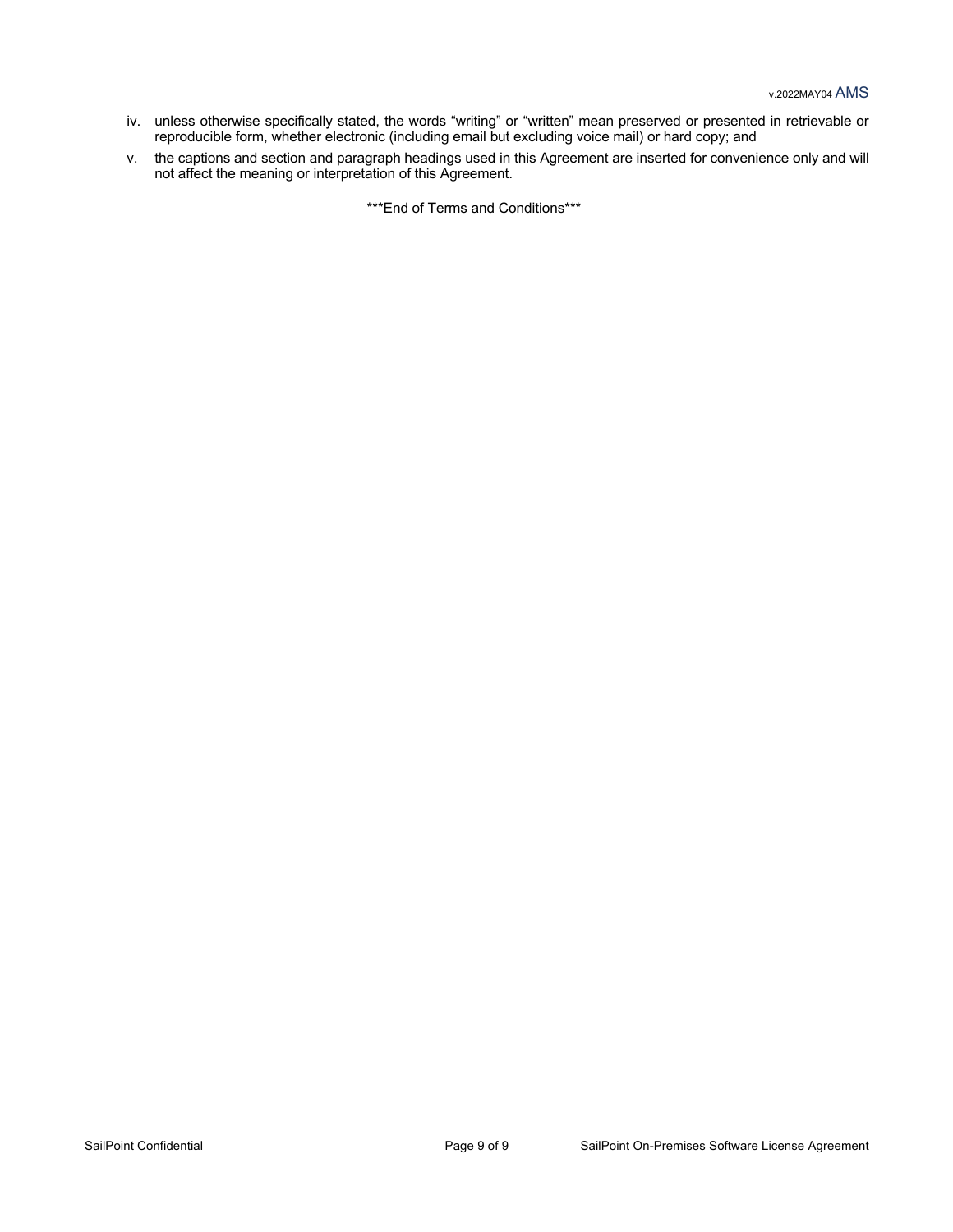iv. unless otherwise specifically stated, the words "writing" or "written" mean preserved or presented in retrievable or reproducible form, whether electronic (including email but excluding voice mail) or hard copy; and

v. the captions and section and paragraph headings used in this Agreement are inserted for convenience only and will not affect the meaning or interpretation of this Agreement.

***End of Terms and Conditions***